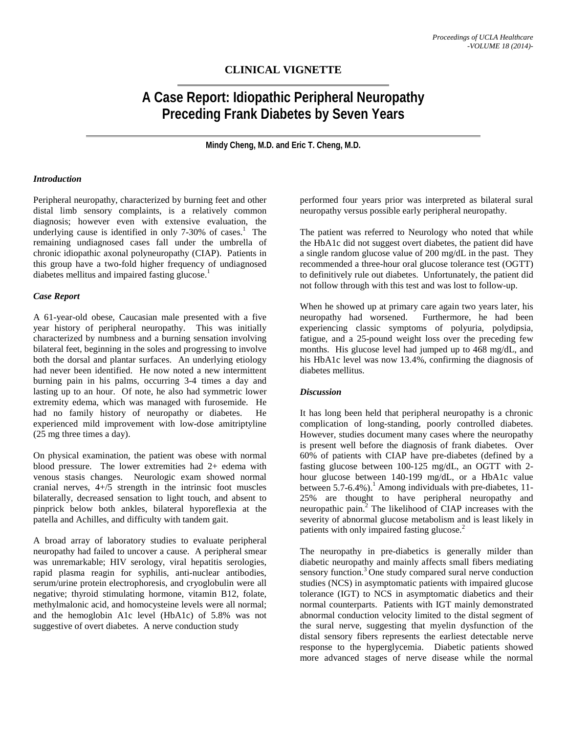## CLINICAL VIGNETTE

# A Case Report: Idiopathic Peripheral Neuropathy Preceding Frank Diabetes by Seven Years

**Mindy Cheng, M.D. and Eric T. Cheng, M.D.**

### *Introduction*

Peripheral neuropathy, characterized by burning feet and other distal limb sensory complaints, is a relatively common diagnosis; however even with extensive evaluation, the underlying cause is identified in only 7-30% of cases.[1] The remaining undiagnosed cases fall under the umbrella of chronic idiopathic axonal polyneuropathy (CIAP). Patients in this group have a two-fold higher frequency of undiagnosed diabetes mellitus and impaired fasting glucose.[1]

### *Case Report*

A 61-year-old obese, Caucasian male presented with a five year history of peripheral neuropathy. This was initially characterized by numbness and a burning sensation involving bilateral feet, beginning in the soles and progressing to involve both the dorsal and plantar surfaces. An underlying etiology had never been identified. He now noted a new intermittent burning pain in his palms, occurring 3-4 times a day and lasting up to an hour. Of note, he also had symmetric lower extremity edema, which was managed with furosemide. He had no family history of neuropathy or diabetes. He experienced mild improvement with low-dose amitriptyline (25 mg three times a day).

On physical examination, the patient was obese with normal blood pressure. The lower extremities had 2+ edema with venous stasis changes. Neurologic exam showed normal cranial nerves, 4+/5 strength in the intrinsic foot muscles bilaterally, decreased sensation to light touch, and absent to pinprick below both ankles, bilateral hyporeflexia at the patella and Achilles, and difficulty with tandem gait.

A broad array of laboratory studies to evaluate peripheral neuropathy had failed to uncover a cause. A peripheral smear was unremarkable; HIV serology, viral hepatitis serologies, rapid plasma reagin for syphilis, anti-nuclear antibodies, serum/urine protein electrophoresis, and cryoglobulin were all negative; thyroid stimulating hormone, vitamin B12, folate, methylmalonic acid, and homocysteine levels were all normal; and the hemoglobin A1c level (HbA1c) of 5.8% was not suggestive of overt diabetes. A nerve conduction study performed four years prior was interpreted as bilateral sural neuropathy versus possible early peripheral neuropathy.

The patient was referred to Neurology who noted that while the HbA1c did not suggest overt diabetes, the patient did have a single random glucose value of 200 mg/dL in the past. They recommended a three-hour oral glucose tolerance test (OGTT) to definitively rule out diabetes. Unfortunately, the patient did not follow through with this test and was lost to follow-up.

When he showed up at primary care again two years later, his neuropathy had worsened. Furthermore, he had been experiencing classic symptoms of polyuria, polydipsia, fatigue, and a 25-pound weight loss over the preceding few months. His glucose level had jumped up to 468 mg/dL, and his HbA1c level was now 13.4%, confirming the diagnosis of diabetes mellitus.

### *Discussion*

It has long been held that peripheral neuropathy is a chronic complication of long-standing, poorly controlled diabetes. However, studies document many cases where the neuropathy is present well before the diagnosis of frank diabetes. Over 60% of patients with CIAP have pre-diabetes (defined by a fasting glucose between 100-125 mg/dL, an OGTT with 2-hour glucose between 140-199 mg/dL, or a HbA1c value between 5.7-6.4%).[1] Among individuals with pre-diabetes, 11-25% are thought to have peripheral neuropathy and neuropathic pain.[2] The likelihood of CIAP increases with the severity of abnormal glucose metabolism and is least likely in patients with only impaired fasting glucose.[2]

The neuropathy in pre-diabetics is generally milder than diabetic neuropathy and mainly affects small fibers mediating sensory function.[3] One study compared sural nerve conduction studies (NCS) in asymptomatic patients with impaired glucose tolerance (IGT) to NCS in asymptomatic diabetics and their normal counterparts. Patients with IGT mainly demonstrated abnormal conduction velocity limited to the distal segment of the sural nerve, suggesting that myelin dysfunction of the distal sensory fibers represents the earliest detectable nerve response to the hyperglycemia. Diabetic patients showed more advanced stages of nerve disease while the normal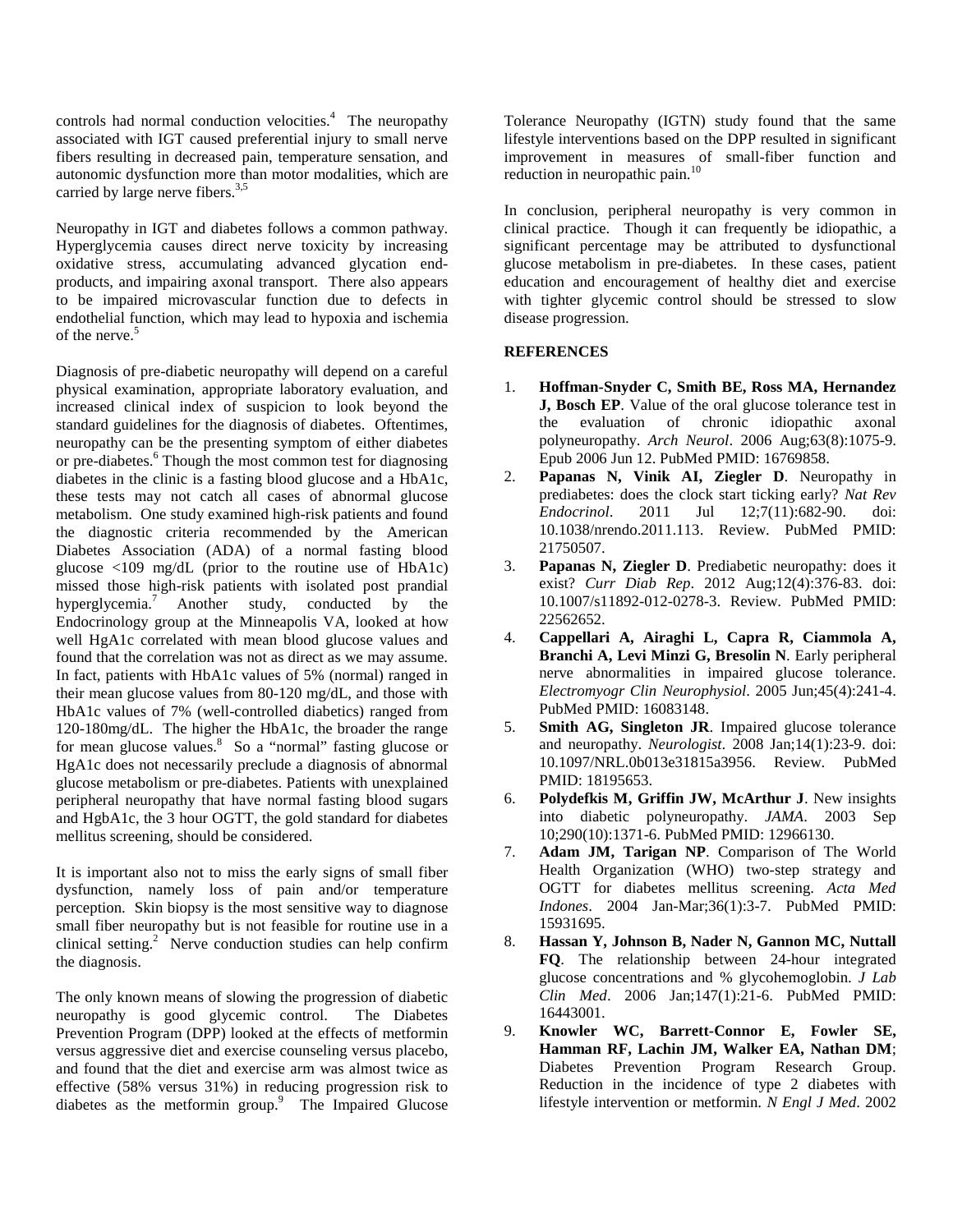controls had normal conduction velocities.[4] The neuropathy associated with IGT caused preferential injury to small nerve fibers resulting in decreased pain, temperature sensation, and autonomic dysfunction more than motor modalities, which are carried by large nerve fibers.[3,5]

Neuropathy in IGT and diabetes follows a common pathway. Hyperglycemia causes direct nerve toxicity by increasing oxidative stress, accumulating advanced glycation end-products, and impairing axonal transport. There also appears to be impaired microvascular function due to defects in endothelial function, which may lead to hypoxia and ischemia of the nerve.[5]

Diagnosis of pre-diabetic neuropathy will depend on a careful physical examination, appropriate laboratory evaluation, and increased clinical index of suspicion to look beyond the standard guidelines for the diagnosis of diabetes. Oftentimes, neuropathy can be the presenting symptom of either diabetes or pre-diabetes.[6] Though the most common test for diagnosing diabetes in the clinic is a fasting blood glucose and a HbA1c, these tests may not catch all cases of abnormal glucose metabolism. One study examined high-risk patients and found the diagnostic criteria recommended by the American Diabetes Association (ADA) of a normal fasting blood glucose <109 mg/dL (prior to the routine use of HbA1c) missed those high-risk patients with isolated post prandial hyperglycemia.[7] Another study, conducted by the Endocrinology group at the Minneapolis VA, looked at how well HgA1c correlated with mean blood glucose values and found that the correlation was not as direct as we may assume. In fact, patients with HbA1c values of 5% (normal) ranged in their mean glucose values from 80-120 mg/dL, and those with HbA1c values of 7% (well-controlled diabetics) ranged from 120-180mg/dL. The higher the HbA1c, the broader the range for mean glucose values.[8] So a "normal" fasting glucose or HgA1c does not necessarily preclude a diagnosis of abnormal glucose metabolism or pre-diabetes. Patients with unexplained peripheral neuropathy that have normal fasting blood sugars and HgbA1c, the 3 hour OGTT, the gold standard for diabetes mellitus screening, should be considered.

It is important also not to miss the early signs of small fiber dysfunction, namely loss of pain and/or temperature perception. Skin biopsy is the most sensitive way to diagnose small fiber neuropathy but is not feasible for routine use in a clinical setting.[2] Nerve conduction studies can help confirm the diagnosis.

The only known means of slowing the progression of diabetic neuropathy is good glycemic control. The Diabetes Prevention Program (DPP) looked at the effects of metformin versus aggressive diet and exercise counseling versus placebo, and found that the diet and exercise arm was almost twice as effective (58% versus 31%) in reducing progression risk to diabetes as the metformin group.[9] The Impaired Glucose Tolerance Neuropathy (IGTN) study found that the same lifestyle interventions based on the DPP resulted in significant improvement in measures of small-fiber function and reduction in neuropathic pain.[10]

In conclusion, peripheral neuropathy is very common in clinical practice. Though it can frequently be idiopathic, a significant percentage may be attributed to dysfunctional glucose metabolism in pre-diabetes. In these cases, patient education and encouragement of healthy diet and exercise with tighter glycemic control should be stressed to slow disease progression.

**REFERENCES**

1. **Hoffman-Snyder C, Smith BE, Ross MA, Hernandez J, Bosch EP**. Value of the oral glucose tolerance test in the evaluation of chronic idiopathic axonal polyneuropathy. *Arch Neurol*. 2006 Aug;63(8):1075-9. Epub 2006 Jun 12. PubMed PMID: 16769858.
2. **Papanas N, Vinik AI, Ziegler D**. Neuropathy in prediabetes: does the clock start ticking early? *Nat Rev Endocrinol*. 2011 Jul 12;7(11):682-90. doi: 10.1038/nrendo.2011.113. Review. PubMed PMID: 21750507.
3. **Papanas N, Ziegler D**. Prediabetic neuropathy: does it exist? *Curr Diab Rep*. 2012 Aug;12(4):376-83. doi: 10.1007/s11892-012-0278-3. Review. PubMed PMID: 22562652.
4. **Cappellari A, Airaghi L, Capra R, Ciammola A, Branchi A, Levi Minzi G, Bresolin N**. Early peripheral nerve abnormalities in impaired glucose tolerance. *Electromyogr Clin Neurophysiol*. 2005 Jun;45(4):241-4. PubMed PMID: 16083148.
5. **Smith AG, Singleton JR**. Impaired glucose tolerance and neuropathy. *Neurologist*. 2008 Jan;14(1):23-9. doi: 10.1097/NRL.0b013e31815a3956. Review. PubMed PMID: 18195653.
6. **Polydefkis M, Griffin JW, McArthur J**. New insights into diabetic polyneuropathy. *JAMA*. 2003 Sep 10;290(10):1371-6. PubMed PMID: 12966130.
7. **Adam JM, Tarigan NP**. Comparison of The World Health Organization (WHO) two-step strategy and OGTT for diabetes mellitus screening. *Acta Med Indones*. 2004 Jan-Mar;36(1):3-7. PubMed PMID: 15931695.
8. **Hassan Y, Johnson B, Nader N, Gannon MC, Nuttall FQ**. The relationship between 24-hour integrated glucose concentrations and % glycohemoglobin. *J Lab Clin Med*. 2006 Jan;147(1):21-6. PubMed PMID: 16443001.
9. **Knowler WC, Barrett-Connor E, Fowler SE, Hamman RF, Lachin JM, Walker EA, Nathan DM**; Diabetes Prevention Program Research Group. Reduction in the incidence of type 2 diabetes with lifestyle intervention or metformin. *N Engl J Med*. 2002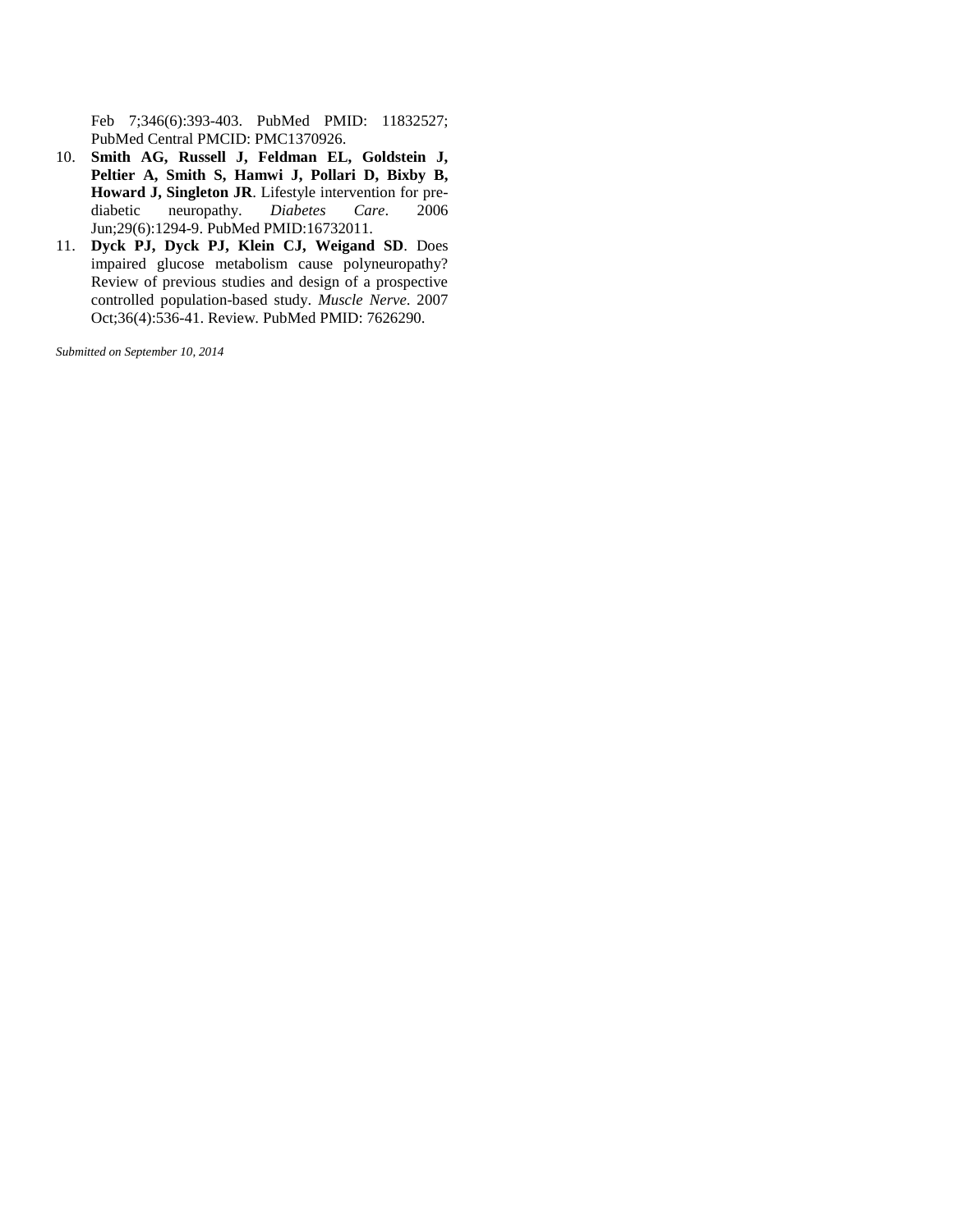Feb 7;346(6):393-403. PubMed PMID: 11832527; PubMed Central PMCID: PMC1370926.

10. **Smith AG, Russell J, Feldman EL, Goldstein J, Peltier A, Smith S, Hamwi J, Pollari D, Bixby B, Howard J, Singleton JR**. Lifestyle intervention for pre-diabetic neuropathy. *Diabetes Care*. 2006 Jun;29(6):1294-9. PubMed PMID:16732011.
11. **Dyck PJ, Dyck PJ, Klein CJ, Weigand SD**. Does impaired glucose metabolism cause polyneuropathy? Review of previous studies and design of a prospective controlled population-based study. *Muscle Nerve*. 2007 Oct;36(4):536-41. Review. PubMed PMID: 7626290.

*Submitted on September 10, 2014*